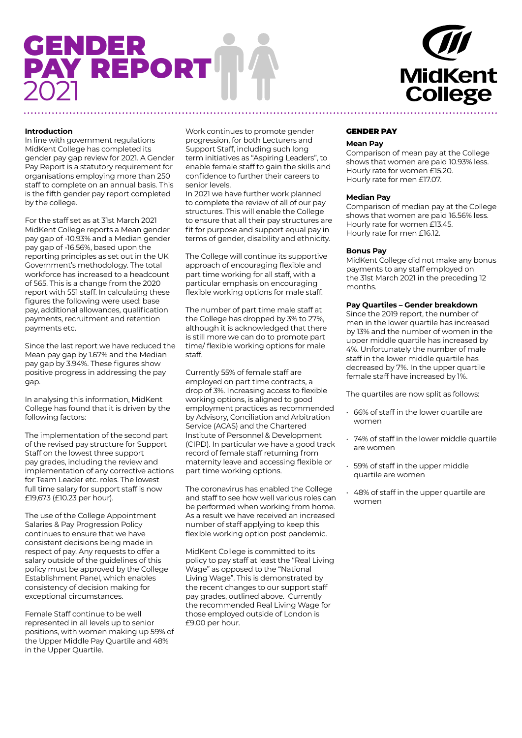# GENDER PAY REPORT 2021

MidKent College

### Introduction

In line with government regulations MidKent College has completed its gender pay gap review for 2021. A Gender Pay Report is a statutory requirement for organisations employing more than 250 staff to complete on an annual basis. This is the fifth gender pay report completed by the college.

For the staff set as at 31st March 2021 MidKent College reports a Mean gender pay gap of -10.93% and a Median gender pay gap of -16.56%, based upon the reporting principles as set out in the UK Government's methodology. The total workforce has increased to a headcount of 565. This is a change from the 2020 report with 551 staff. In calculating these figures the following were used: base pay, additional allowances, qualification payments, recruitment and retention payments etc.

Since the last report we have reduced the Mean pay gap by 1.67% and the Median pay gap by 3.94%. These figures show positive progress in addressing the pay gap.

In analysing this information, MidKent College has found that it is driven by the following factors:

The implementation of the second part of the revised pay structure for Support Staff on the lowest three support pay grades, including the review and implementation of any corrective actions for Team Leader etc. roles. The lowest full time salary for support staff is now £19,673 (£10.23 per hour).

The use of the College Appointment Salaries & Pay Progression Policy continues to ensure that we have consistent decisions being made in respect of pay. Any requests to offer a salary outside of the guidelines of this policy must be approved by the College Establishment Panel, which enables consistency of decision making for exceptional circumstances.

Female Staff continue to be well represented in all levels up to senior positions, with women making up 59% of the Upper Middle Pay Quartile and 48% in the Upper Quartile.

Work continues to promote gender progression, for both Lecturers and Support Staff, including such long term initiatives as "Aspiring Leaders", to enable female staff to gain the skills and confidence to further their careers to senior levels.

In 2021 we have further work planned to complete the review of all of our pay structures. This will enable the College to ensure that all their pay structures are fit for purpose and support equal pay in terms of gender, disability and ethnicity.

The College will continue its supportive approach of encouraging flexible and part time working for all staff, with a particular emphasis on encouraging flexible working options for male staff.

The number of part time male staff at the College has dropped by 3% to 27%, although it is acknowledged that there is still more we can do to promote part time/ flexible working options for male staff.

Currently 55% of female staff are employed on part time contracts, a drop of 3%. Increasing access to flexible working options, is aligned to good employment practices as recommended by Advisory, Conciliation and Arbitration Service (ACAS) and the Chartered Institute of Personnel & Development (CIPD). In particular we have a good track record of female staff returning from maternity leave and accessing flexible or part time working options.

The coronavirus has enabled the College and staff to see how well various roles can be performed when working from home. As a result we have received an increased number of staff applying to keep this flexible working option post pandemic.

MidKent College is committed to its policy to pay staff at least the "Real Living Wage" as opposed to the "National Living Wage". This is demonstrated by the recent changes to our support staff pay grades, outlined above. Currently the recommended Real Living Wage for those employed outside of London is £9.00 per hour.

## GENDER PAY

### Mean Pay

Comparison of mean pay at the College shows that women are paid 10.93% less.
Hourly rate for women £15.20.
Hourly rate for men £17.07.

### Median Pay

Comparison of median pay at the College shows that women are paid 16.56% less.
Hourly rate for women £13.45.
Hourly rate for men £16.12.

### Bonus Pay

MidKent College did not make any bonus payments to any staff employed on the 31st March 2021 in the preceding 12 months.

### Pay Quartiles – Gender breakdown

Since the 2019 report, the number of men in the lower quartile has increased by 13% and the number of women in the upper middle quartile has increased by 4%. Unfortunately the number of male staff in the lower middle quartile has decreased by 7%. In the upper quartile female staff have increased by 1%.

The quartiles are now split as follows:

- 66% of staff in the lower quartile are women
- 74% of staff in the lower middle quartile are women
- 59% of staff in the upper middle quartile are women
- 48% of staff in the upper quartile are women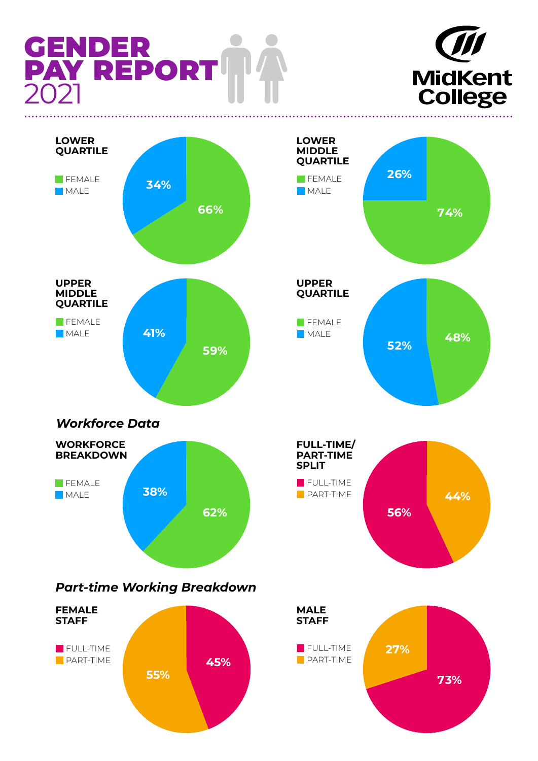# GENDER PAY REPORT 2021

MidKent College

### LOWER QUARTILE

| | % |
|---|---|
| FEMALE | 66% |
| MALE | 34% |

### LOWER MIDDLE QUARTILE

| | % |
|---|---|
| FEMALE | 74% |
| MALE | 26% |

### UPPER MIDDLE QUARTILE

| | % |
|---|---|
| FEMALE | 59% |
| MALE | 41% |

### UPPER QUARTILE

| | % |
|---|---|
| FEMALE | 48% |
| MALE | 52% |

## *Workforce Data*

### WORKFORCE BREAKDOWN

| | % |
|---|---|
| FEMALE | 62% |
| MALE | 38% |

### FULL-TIME/ PART-TIME SPLIT

| | % |
|---|---|
| FULL-TIME | 56% |
| PART-TIME | 44% |

## *Part-time Working Breakdown*

### FEMALE STAFF

| | % |
|---|---|
| FULL-TIME | 45% |
| PART-TIME | 55% |

### MALE STAFF

| | % |
|---|---|
| FULL-TIME | 73% |
| PART-TIME | 27% |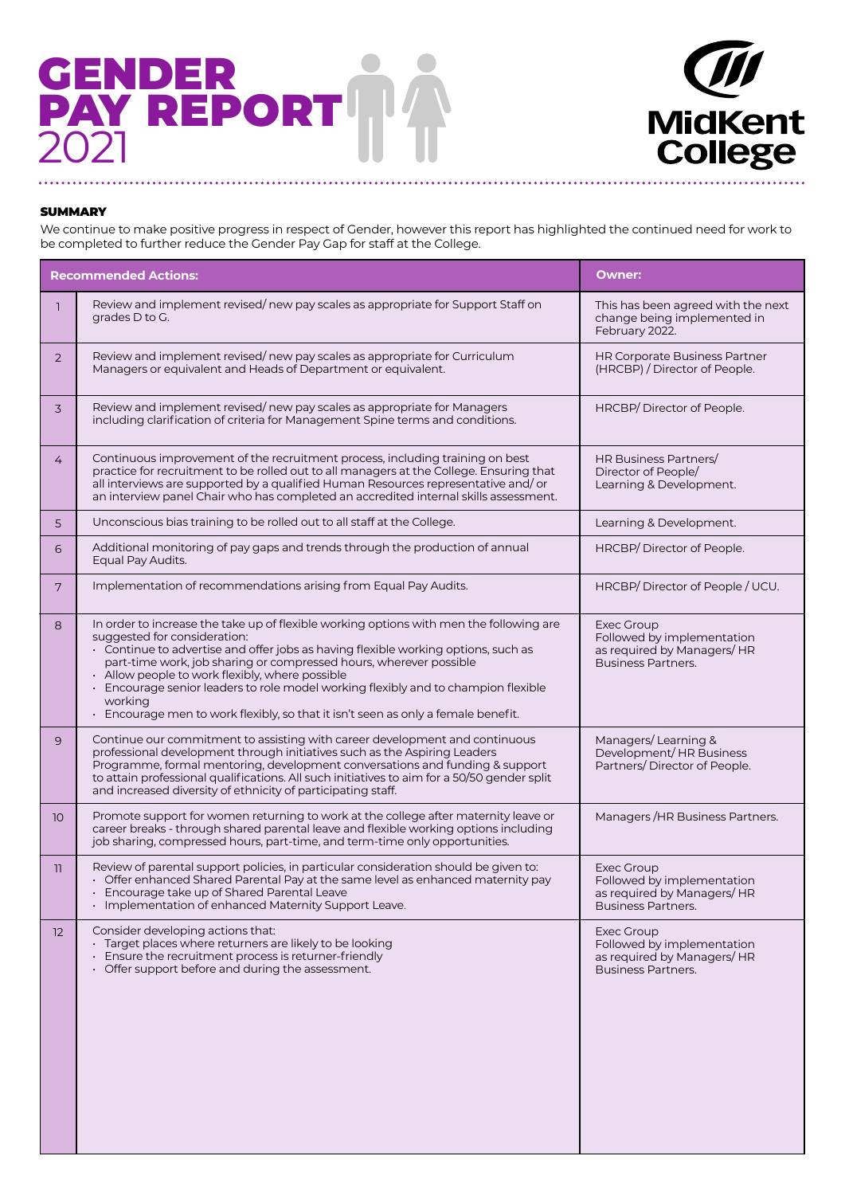# GENDER PAY REPORT 2021

MidKent College

**SUMMARY**

We continue to make positive progress in respect of Gender, however this report has highlighted the continued need for work to be completed to further reduce the Gender Pay Gap for staff at the College.

| | Recommended Actions: | Owner: |
|---|---|---|
| 1 | Review and implement revised/ new pay scales as appropriate for Support Staff on grades D to G. | This has been agreed with the next change being implemented in February 2022. |
| 2 | Review and implement revised/ new pay scales as appropriate for Curriculum Managers or equivalent and Heads of Department or equivalent. | HR Corporate Business Partner (HRCBP) / Director of People. |
| 3 | Review and implement revised/ new pay scales as appropriate for Managers including clarification of criteria for Management Spine terms and conditions. | HRCBP/ Director of People. |
| 4 | Continuous improvement of the recruitment process, including training on best practice for recruitment to be rolled out to all managers at the College. Ensuring that all interviews are supported by a qualified Human Resources representative and/ or an interview panel Chair who has completed an accredited internal skills assessment. | HR Business Partners/ Director of People/ Learning & Development. |
| 5 | Unconscious bias training to be rolled out to all staff at the College. | Learning & Development. |
| 6 | Additional monitoring of pay gaps and trends through the production of annual Equal Pay Audits. | HRCBP/ Director of People. |
| 7 | Implementation of recommendations arising from Equal Pay Audits. | HRCBP/ Director of People / UCU. |
| 8 | In order to increase the take up of flexible working options with men the following are suggested for consideration:<br>· Continue to advertise and offer jobs as having flexible working options, such as part-time work, job sharing or compressed hours, wherever possible<br>· Allow people to work flexibly, where possible<br>· Encourage senior leaders to role model working flexibly and to champion flexible working<br>· Encourage men to work flexibly, so that it isn't seen as only a female benefit. | Exec Group Followed by implementation as required by Managers/ HR Business Partners. |
| 9 | Continue our commitment to assisting with career development and continuous professional development through initiatives such as the Aspiring Leaders Programme, formal mentoring, development conversations and funding & support to attain professional qualifications. All such initiatives to aim for a 50/50 gender split and increased diversity of ethnicity of participating staff. | Managers/ Learning & Development/ HR Business Partners/ Director of People. |
| 10 | Promote support for women returning to work at the college after maternity leave or career breaks - through shared parental leave and flexible working options including job sharing, compressed hours, part-time, and term-time only opportunities. | Managers /HR Business Partners. |
| 11 | Review of parental support policies, in particular consideration should be given to:<br>· Offer enhanced Shared Parental Pay at the same level as enhanced maternity pay<br>· Encourage take up of Shared Parental Leave<br>· Implementation of enhanced Maternity Support Leave. | Exec Group Followed by implementation as required by Managers/ HR Business Partners. |
| 12 | Consider developing actions that:<br>· Target places where returners are likely to be looking<br>· Ensure the recruitment process is returner-friendly<br>· Offer support before and during the assessment. | Exec Group Followed by implementation as required by Managers/ HR Business Partners. |